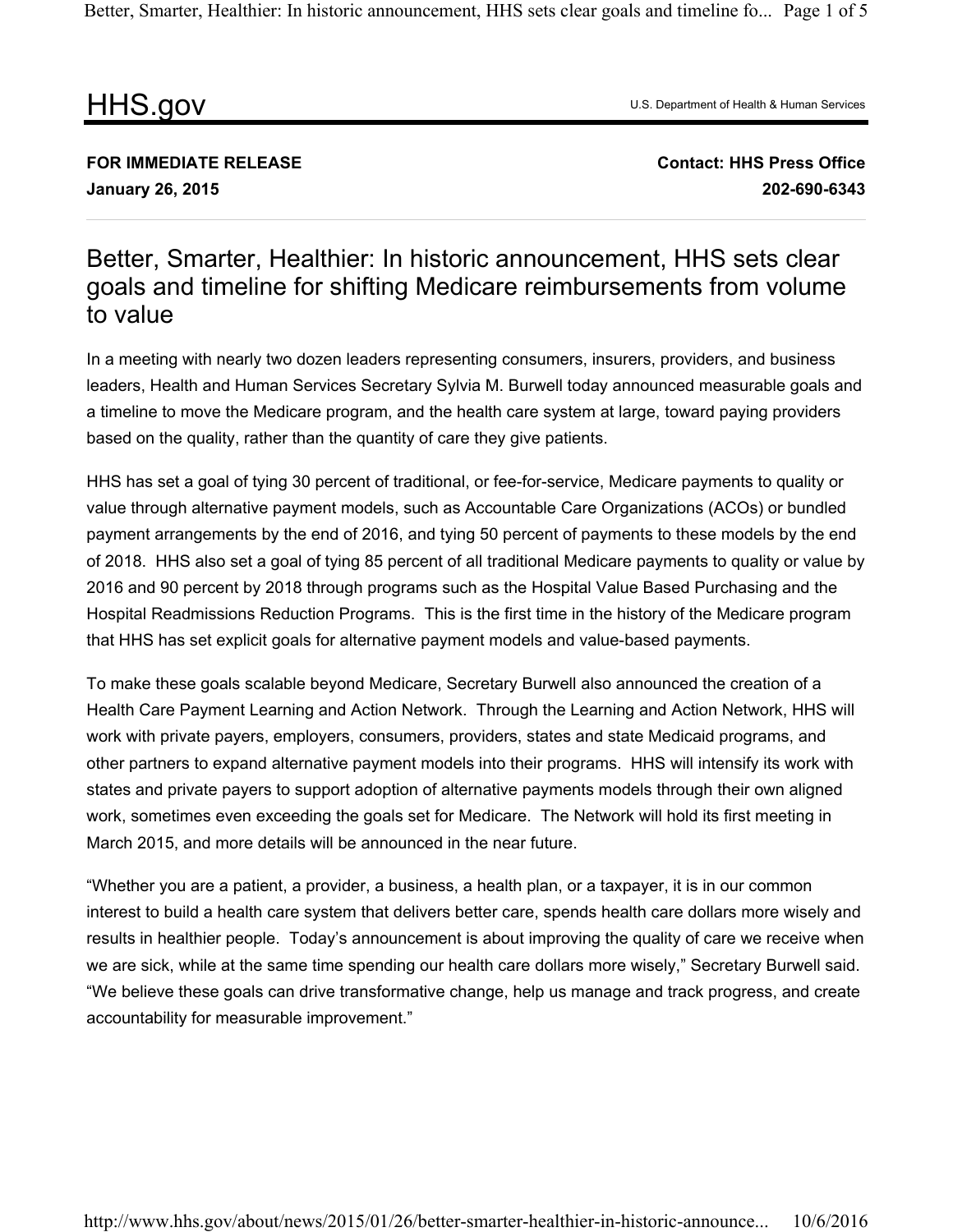HHS.gov

U.S. Department of Health & Human Services

**FOR IMMEDIATE RELEASE**
**January 26, 2015**

**Contact: HHS Press Office**
**202-690-6343**

# Better, Smarter, Healthier: In historic announcement, HHS sets clear goals and timeline for shifting Medicare reimbursements from volume to value

In a meeting with nearly two dozen leaders representing consumers, insurers, providers, and business leaders, Health and Human Services Secretary Sylvia M. Burwell today announced measurable goals and a timeline to move the Medicare program, and the health care system at large, toward paying providers based on the quality, rather than the quantity of care they give patients.

HHS has set a goal of tying 30 percent of traditional, or fee-for-service, Medicare payments to quality or value through alternative payment models, such as Accountable Care Organizations (ACOs) or bundled payment arrangements by the end of 2016, and tying 50 percent of payments to these models by the end of 2018. HHS also set a goal of tying 85 percent of all traditional Medicare payments to quality or value by 2016 and 90 percent by 2018 through programs such as the Hospital Value Based Purchasing and the Hospital Readmissions Reduction Programs. This is the first time in the history of the Medicare program that HHS has set explicit goals for alternative payment models and value-based payments.

To make these goals scalable beyond Medicare, Secretary Burwell also announced the creation of a Health Care Payment Learning and Action Network. Through the Learning and Action Network, HHS will work with private payers, employers, consumers, providers, states and state Medicaid programs, and other partners to expand alternative payment models into their programs. HHS will intensify its work with states and private payers to support adoption of alternative payments models through their own aligned work, sometimes even exceeding the goals set for Medicare. The Network will hold its first meeting in March 2015, and more details will be announced in the near future.

"Whether you are a patient, a provider, a business, a health plan, or a taxpayer, it is in our common interest to build a health care system that delivers better care, spends health care dollars more wisely and results in healthier people. Today's announcement is about improving the quality of care we receive when we are sick, while at the same time spending our health care dollars more wisely," Secretary Burwell said. "We believe these goals can drive transformative change, help us manage and track progress, and create accountability for measurable improvement."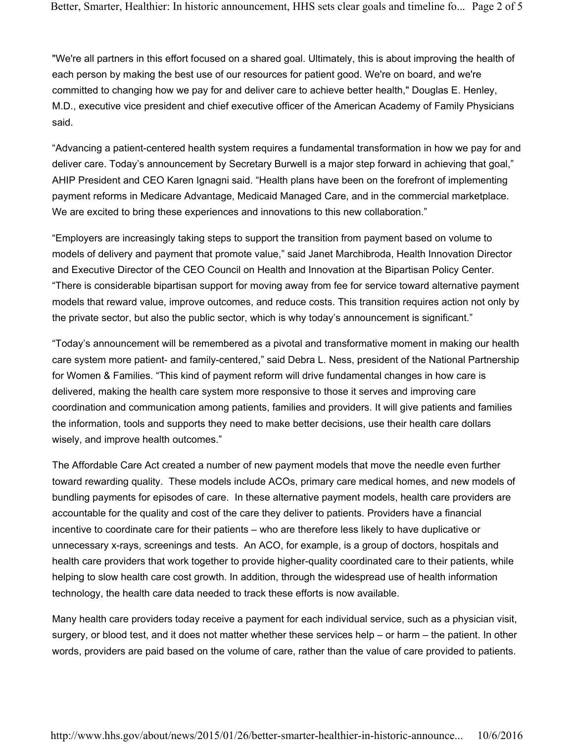"We're all partners in this effort focused on a shared goal. Ultimately, this is about improving the health of each person by making the best use of our resources for patient good. We're on board, and we're committed to changing how we pay for and deliver care to achieve better health," Douglas E. Henley, M.D., executive vice president and chief executive officer of the American Academy of Family Physicians said.

“Advancing a patient-centered health system requires a fundamental transformation in how we pay for and deliver care. Today’s announcement by Secretary Burwell is a major step forward in achieving that goal,” AHIP President and CEO Karen Ignagni said. “Health plans have been on the forefront of implementing payment reforms in Medicare Advantage, Medicaid Managed Care, and in the commercial marketplace. We are excited to bring these experiences and innovations to this new collaboration.”

“Employers are increasingly taking steps to support the transition from payment based on volume to models of delivery and payment that promote value,” said Janet Marchibroda, Health Innovation Director and Executive Director of the CEO Council on Health and Innovation at the Bipartisan Policy Center. “There is considerable bipartisan support for moving away from fee for service toward alternative payment models that reward value, improve outcomes, and reduce costs. This transition requires action not only by the private sector, but also the public sector, which is why today’s announcement is significant.”

“Today’s announcement will be remembered as a pivotal and transformative moment in making our health care system more patient- and family-centered,” said Debra L. Ness, president of the National Partnership for Women & Families. “This kind of payment reform will drive fundamental changes in how care is delivered, making the health care system more responsive to those it serves and improving care coordination and communication among patients, families and providers. It will give patients and families the information, tools and supports they need to make better decisions, use their health care dollars wisely, and improve health outcomes.”

The Affordable Care Act created a number of new payment models that move the needle even further toward rewarding quality. These models include ACOs, primary care medical homes, and new models of bundling payments for episodes of care. In these alternative payment models, health care providers are accountable for the quality and cost of the care they deliver to patients. Providers have a financial incentive to coordinate care for their patients – who are therefore less likely to have duplicative or unnecessary x-rays, screenings and tests. An ACO, for example, is a group of doctors, hospitals and health care providers that work together to provide higher-quality coordinated care to their patients, while helping to slow health care cost growth. In addition, through the widespread use of health information technology, the health care data needed to track these efforts is now available.

Many health care providers today receive a payment for each individual service, such as a physician visit, surgery, or blood test, and it does not matter whether these services help – or harm – the patient. In other words, providers are paid based on the volume of care, rather than the value of care provided to patients.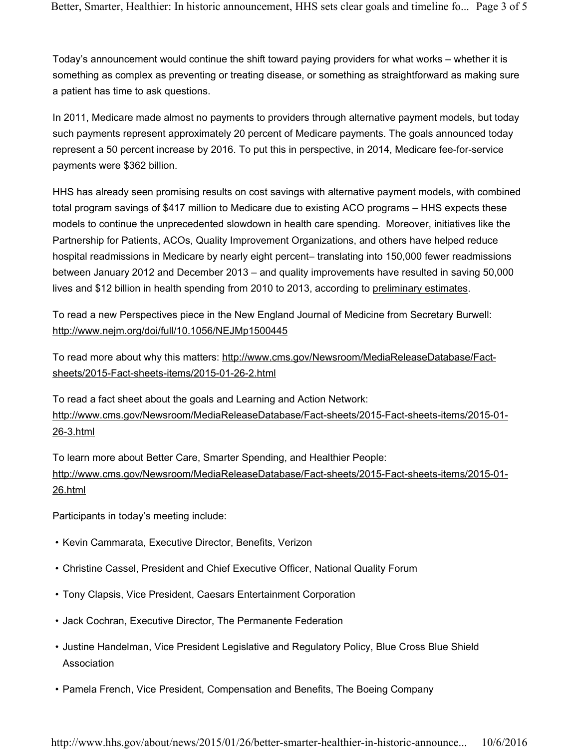Today's announcement would continue the shift toward paying providers for what works – whether it is something as complex as preventing or treating disease, or something as straightforward as making sure a patient has time to ask questions.

In 2011, Medicare made almost no payments to providers through alternative payment models, but today such payments represent approximately 20 percent of Medicare payments. The goals announced today represent a 50 percent increase by 2016. To put this in perspective, in 2014, Medicare fee-for-service payments were $362 billion.

HHS has already seen promising results on cost savings with alternative payment models, with combined total program savings of $417 million to Medicare due to existing ACO programs – HHS expects these models to continue the unprecedented slowdown in health care spending. Moreover, initiatives like the Partnership for Patients, ACOs, Quality Improvement Organizations, and others have helped reduce hospital readmissions in Medicare by nearly eight percent– translating into 150,000 fewer readmissions between January 2012 and December 2013 – and quality improvements have resulted in saving 50,000 lives and $12 billion in health spending from 2010 to 2013, according to preliminary estimates.

To read a new Perspectives piece in the New England Journal of Medicine from Secretary Burwell: http://www.nejm.org/doi/full/10.1056/NEJMp1500445

To read more about why this matters: http://www.cms.gov/Newsroom/MediaReleaseDatabase/Fact-sheets/2015-Fact-sheets-items/2015-01-26-2.html

To read a fact sheet about the goals and Learning and Action Network: http://www.cms.gov/Newsroom/MediaReleaseDatabase/Fact-sheets/2015-Fact-sheets-items/2015-01-26-3.html

To learn more about Better Care, Smarter Spending, and Healthier People: http://www.cms.gov/Newsroom/MediaReleaseDatabase/Fact-sheets/2015-Fact-sheets-items/2015-01-26.html

Participants in today's meeting include:

- Kevin Cammarata, Executive Director, Benefits, Verizon
- Christine Cassel, President and Chief Executive Officer, National Quality Forum
- Tony Clapsis, Vice President, Caesars Entertainment Corporation
- Jack Cochran, Executive Director, The Permanente Federation
- Justine Handelman, Vice President Legislative and Regulatory Policy, Blue Cross Blue Shield Association
- Pamela French, Vice President, Compensation and Benefits, The Boeing Company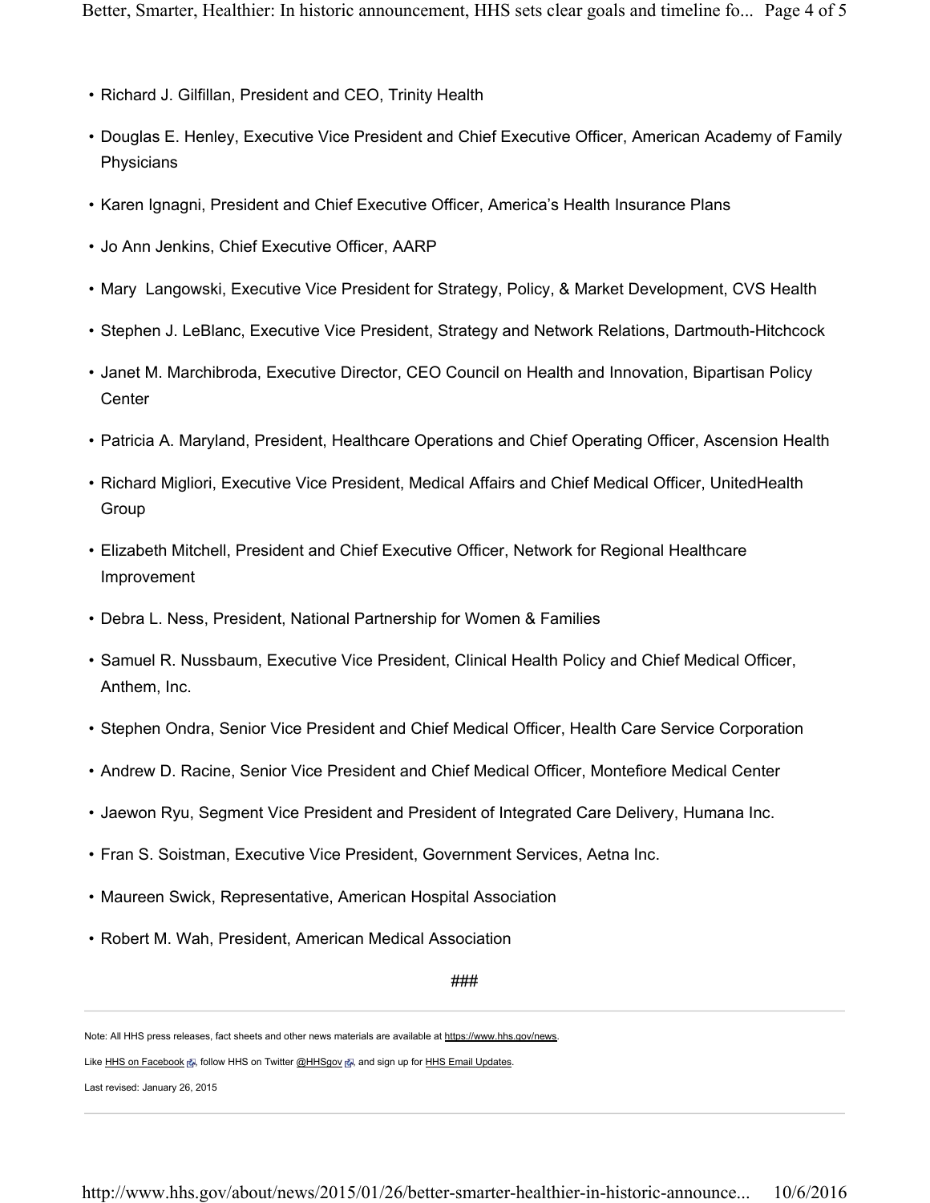- Richard J. Gilfillan, President and CEO, Trinity Health
- Douglas E. Henley, Executive Vice President and Chief Executive Officer, American Academy of Family Physicians
- Karen Ignagni, President and Chief Executive Officer, America's Health Insurance Plans
- Jo Ann Jenkins, Chief Executive Officer, AARP
- Mary Langowski, Executive Vice President for Strategy, Policy, & Market Development, CVS Health
- Stephen J. LeBlanc, Executive Vice President, Strategy and Network Relations, Dartmouth-Hitchcock
- Janet M. Marchibroda, Executive Director, CEO Council on Health and Innovation, Bipartisan Policy Center
- Patricia A. Maryland, President, Healthcare Operations and Chief Operating Officer, Ascension Health
- Richard Migliori, Executive Vice President, Medical Affairs and Chief Medical Officer, UnitedHealth Group
- Elizabeth Mitchell, President and Chief Executive Officer, Network for Regional Healthcare Improvement
- Debra L. Ness, President, National Partnership for Women & Families
- Samuel R. Nussbaum, Executive Vice President, Clinical Health Policy and Chief Medical Officer, Anthem, Inc.
- Stephen Ondra, Senior Vice President and Chief Medical Officer, Health Care Service Corporation
- Andrew D. Racine, Senior Vice President and Chief Medical Officer, Montefiore Medical Center
- Jaewon Ryu, Segment Vice President and President of Integrated Care Delivery, Humana Inc.
- Fran S. Soistman, Executive Vice President, Government Services, Aetna Inc.
- Maureen Swick, Representative, American Hospital Association
- Robert M. Wah, President, American Medical Association

###

Note: All HHS press releases, fact sheets and other news materials are available at https://www.hhs.gov/news.

Like HHS on Facebook, follow HHS on Twitter @HHSgov, and sign up for HHS Email Updates.

Last revised: January 26, 2015